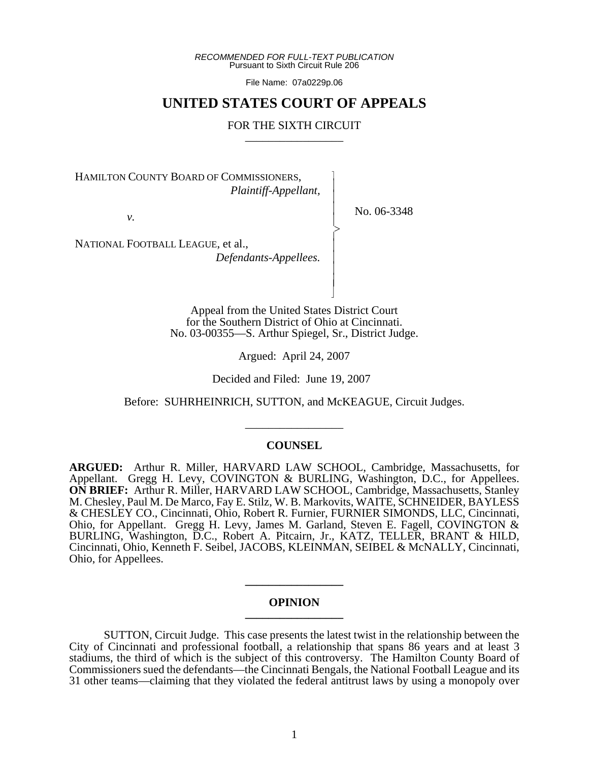*RECOMMENDED FOR FULL-TEXT PUBLICATION*
Pursuant to Sixth Circuit Rule 206

File Name: 07a0229p.06

# UNITED STATES COURT OF APPEALS

## FOR THE SIXTH CIRCUIT

HAMILTON COUNTY BOARD OF COMMISSIONERS,
*Plaintiff-Appellant,*

*v.*

NATIONAL FOOTBALL LEAGUE, et al.,
*Defendants-Appellees.*

No. 06-3348

Appeal from the United States District Court
for the Southern District of Ohio at Cincinnati.
No. 03-00355—S. Arthur Spiegel, Sr., District Judge.

Argued: April 24, 2007

Decided and Filed: June 19, 2007

Before: SUHRHEINRICH, SUTTON, and McKEAGUE, Circuit Judges.

### COUNSEL

**ARGUED:** Arthur R. Miller, HARVARD LAW SCHOOL, Cambridge, Massachusetts, for Appellant. Gregg H. Levy, COVINGTON & BURLING, Washington, D.C., for Appellees. **ON BRIEF:** Arthur R. Miller, HARVARD LAW SCHOOL, Cambridge, Massachusetts, Stanley M. Chesley, Paul M. De Marco, Fay E. Stilz, W. B. Markovits, WAITE, SCHNEIDER, BAYLESS & CHESLEY CO., Cincinnati, Ohio, Robert R. Furnier, FURNIER SIMONDS, LLC, Cincinnati, Ohio, for Appellant. Gregg H. Levy, James M. Garland, Steven E. Fagell, COVINGTON & BURLING, Washington, D.C., Robert A. Pitcairn, Jr., KATZ, TELLER, BRANT & HILD, Cincinnati, Ohio, Kenneth F. Seibel, JACOBS, KLEINMAN, SEIBEL & McNALLY, Cincinnati, Ohio, for Appellees.

### OPINION

SUTTON, Circuit Judge. This case presents the latest twist in the relationship between the City of Cincinnati and professional football, a relationship that spans 86 years and at least 3 stadiums, the third of which is the subject of this controversy. The Hamilton County Board of Commissioners sued the defendants—the Cincinnati Bengals, the National Football League and its 31 other teams—claiming that they violated the federal antitrust laws by using a monopoly over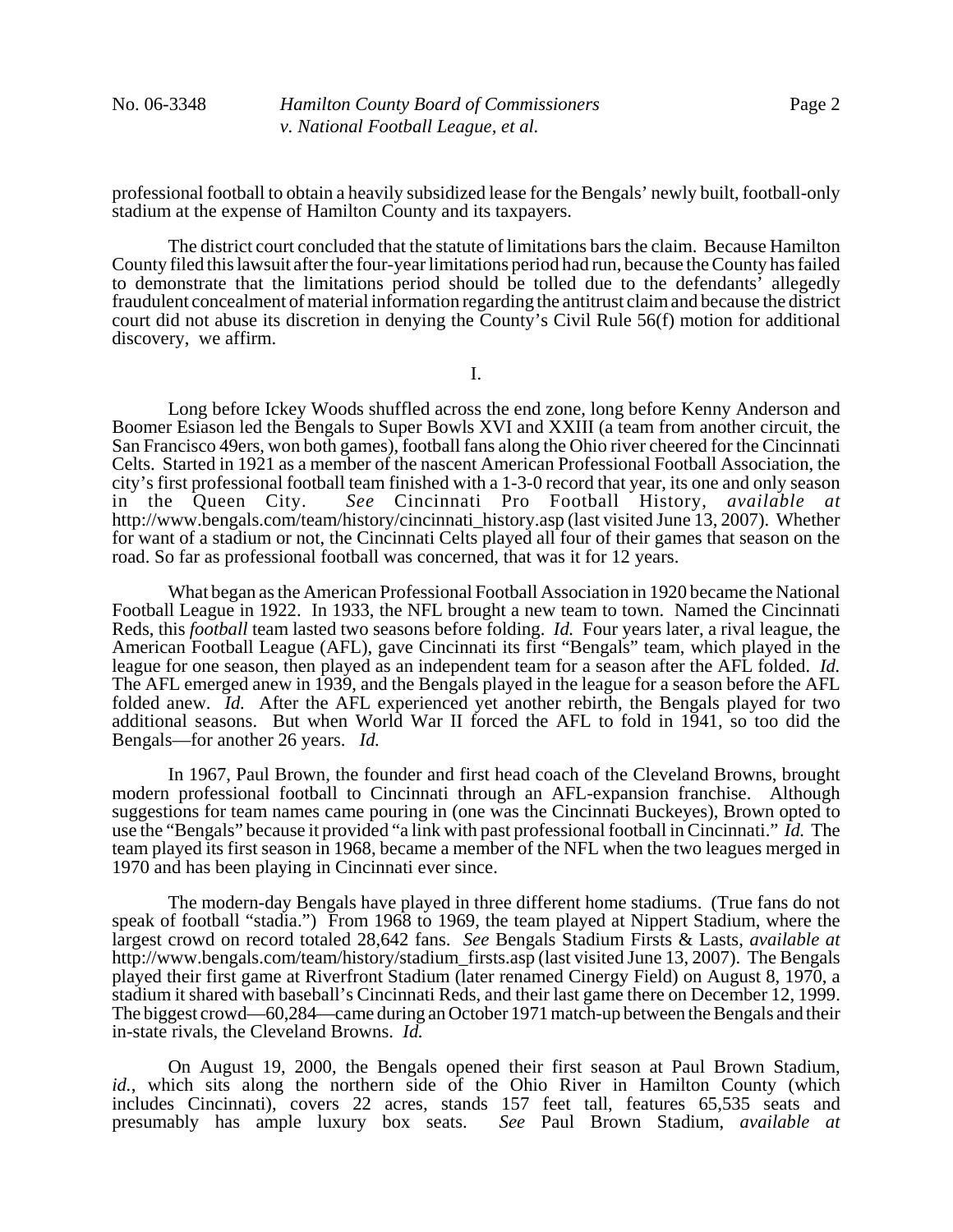professional football to obtain a heavily subsidized lease for the Bengals' newly built, football-only stadium at the expense of Hamilton County and its taxpayers.

The district court concluded that the statute of limitations bars the claim. Because Hamilton County filed this lawsuit after the four-year limitations period had run, because the County has failed to demonstrate that the limitations period should be tolled due to the defendants' allegedly fraudulent concealment of material information regarding the antitrust claim and because the district court did not abuse its discretion in denying the County's Civil Rule 56(f) motion for additional discovery, we affirm.

I.

Long before Ickey Woods shuffled across the end zone, long before Kenny Anderson and Boomer Esiason led the Bengals to Super Bowls XVI and XXIII (a team from another circuit, the San Francisco 49ers, won both games), football fans along the Ohio river cheered for the Cincinnati Celts. Started in 1921 as a member of the nascent American Professional Football Association, the city's first professional football team finished with a 1-3-0 record that year, its one and only season in the Queen City. *See* Cincinnati Pro Football History, *available at* http://www.bengals.com/team/history/cincinnati_history.asp (last visited June 13, 2007). Whether for want of a stadium or not, the Cincinnati Celts played all four of their games that season on the road. So far as professional football was concerned, that was it for 12 years.

What began as the American Professional Football Association in 1920 became the National Football League in 1922. In 1933, the NFL brought a new team to town. Named the Cincinnati Reds, this *football* team lasted two seasons before folding. *Id.* Four years later, a rival league, the American Football League (AFL), gave Cincinnati its first "Bengals" team, which played in the league for one season, then played as an independent team for a season after the AFL folded. *Id.* The AFL emerged anew in 1939, and the Bengals played in the league for a season before the AFL folded anew. *Id.* After the AFL experienced yet another rebirth, the Bengals played for two additional seasons. But when World War II forced the AFL to fold in 1941, so too did the Bengals—for another 26 years. *Id.*

In 1967, Paul Brown, the founder and first head coach of the Cleveland Browns, brought modern professional football to Cincinnati through an AFL-expansion franchise. Although suggestions for team names came pouring in (one was the Cincinnati Buckeyes), Brown opted to use the "Bengals" because it provided "a link with past professional football in Cincinnati." *Id.* The team played its first season in 1968, became a member of the NFL when the two leagues merged in 1970 and has been playing in Cincinnati ever since.

The modern-day Bengals have played in three different home stadiums. (True fans do not speak of football "stadia.") From 1968 to 1969, the team played at Nippert Stadium, where the largest crowd on record totaled 28,642 fans. *See* Bengals Stadium Firsts & Lasts, *available at* http://www.bengals.com/team/history/stadium_firsts.asp (last visited June 13, 2007). The Bengals played their first game at Riverfront Stadium (later renamed Cinergy Field) on August 8, 1970, a stadium it shared with baseball's Cincinnati Reds, and their last game there on December 12, 1999. The biggest crowd—60,284—came during an October 1971 match-up between the Bengals and their in-state rivals, the Cleveland Browns. *Id.*

On August 19, 2000, the Bengals opened their first season at Paul Brown Stadium, *id.*, which sits along the northern side of the Ohio River in Hamilton County (which includes Cincinnati), covers 22 acres, stands 157 feet tall, features 65,535 seats and presumably has ample luxury box seats. *See* Paul Brown Stadium, *available at*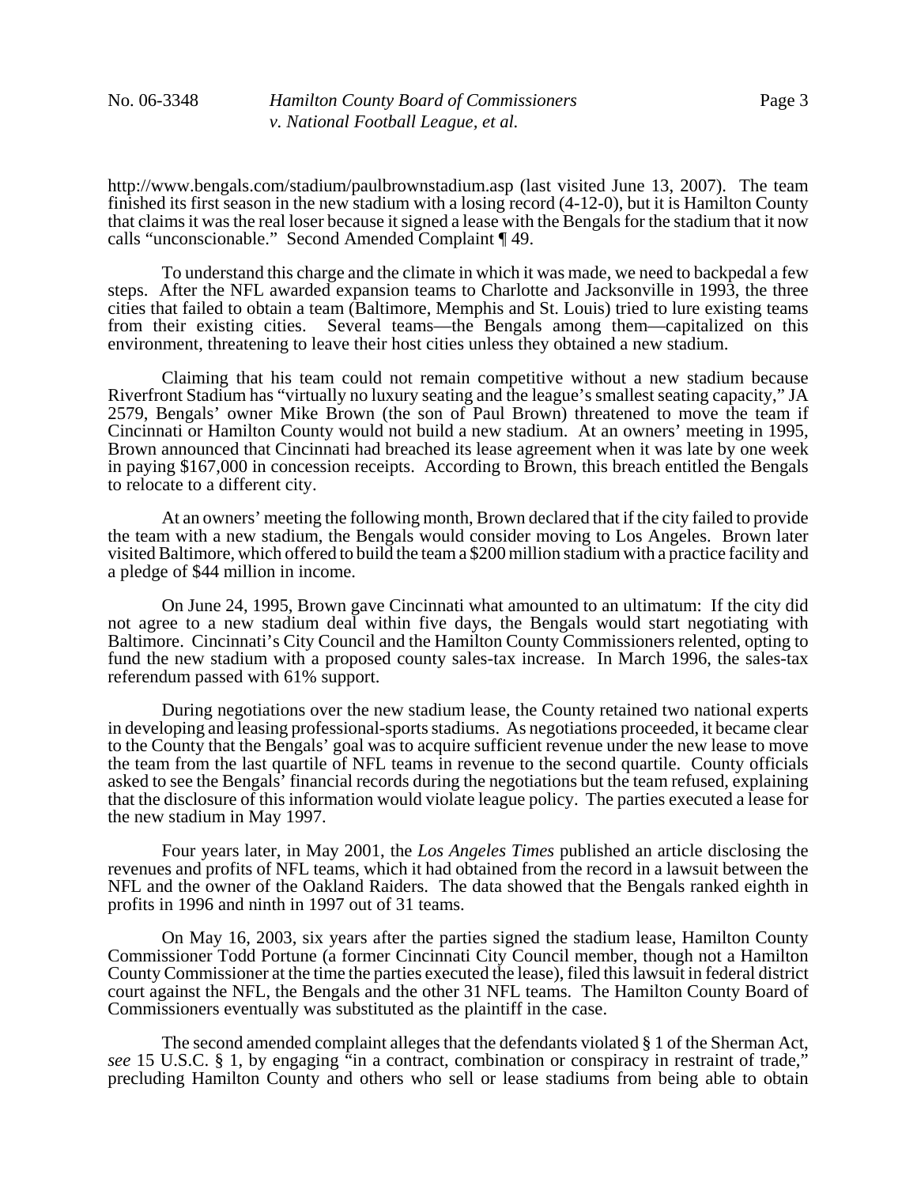http://www.bengals.com/stadium/paulbrownstadium.asp (last visited June 13, 2007). The team finished its first season in the new stadium with a losing record (4-12-0), but it is Hamilton County that claims it was the real loser because it signed a lease with the Bengals for the stadium that it now calls "unconscionable." Second Amended Complaint ¶ 49.

To understand this charge and the climate in which it was made, we need to backpedal a few steps. After the NFL awarded expansion teams to Charlotte and Jacksonville in 1993, the three cities that failed to obtain a team (Baltimore, Memphis and St. Louis) tried to lure existing teams from their existing cities. Several teams—the Bengals among them—capitalized on this environment, threatening to leave their host cities unless they obtained a new stadium.

Claiming that his team could not remain competitive without a new stadium because Riverfront Stadium has "virtually no luxury seating and the league's smallest seating capacity," JA 2579, Bengals' owner Mike Brown (the son of Paul Brown) threatened to move the team if Cincinnati or Hamilton County would not build a new stadium. At an owners' meeting in 1995, Brown announced that Cincinnati had breached its lease agreement when it was late by one week in paying $167,000 in concession receipts. According to Brown, this breach entitled the Bengals to relocate to a different city.

At an owners' meeting the following month, Brown declared that if the city failed to provide the team with a new stadium, the Bengals would consider moving to Los Angeles. Brown later visited Baltimore, which offered to build the team a $200 million stadium with a practice facility and a pledge of $44 million in income.

On June 24, 1995, Brown gave Cincinnati what amounted to an ultimatum: If the city did not agree to a new stadium deal within five days, the Bengals would start negotiating with Baltimore. Cincinnati's City Council and the Hamilton County Commissioners relented, opting to fund the new stadium with a proposed county sales-tax increase. In March 1996, the sales-tax referendum passed with 61% support.

During negotiations over the new stadium lease, the County retained two national experts in developing and leasing professional-sports stadiums. As negotiations proceeded, it became clear to the County that the Bengals' goal was to acquire sufficient revenue under the new lease to move the team from the last quartile of NFL teams in revenue to the second quartile. County officials asked to see the Bengals' financial records during the negotiations but the team refused, explaining that the disclosure of this information would violate league policy. The parties executed a lease for the new stadium in May 1997.

Four years later, in May 2001, the *Los Angeles Times* published an article disclosing the revenues and profits of NFL teams, which it had obtained from the record in a lawsuit between the NFL and the owner of the Oakland Raiders. The data showed that the Bengals ranked eighth in profits in 1996 and ninth in 1997 out of 31 teams.

On May 16, 2003, six years after the parties signed the stadium lease, Hamilton County Commissioner Todd Portune (a former Cincinnati City Council member, though not a Hamilton County Commissioner at the time the parties executed the lease), filed this lawsuit in federal district court against the NFL, the Bengals and the other 31 NFL teams. The Hamilton County Board of Commissioners eventually was substituted as the plaintiff in the case.

The second amended complaint alleges that the defendants violated § 1 of the Sherman Act, *see* 15 U.S.C. § 1, by engaging "in a contract, combination or conspiracy in restraint of trade," precluding Hamilton County and others who sell or lease stadiums from being able to obtain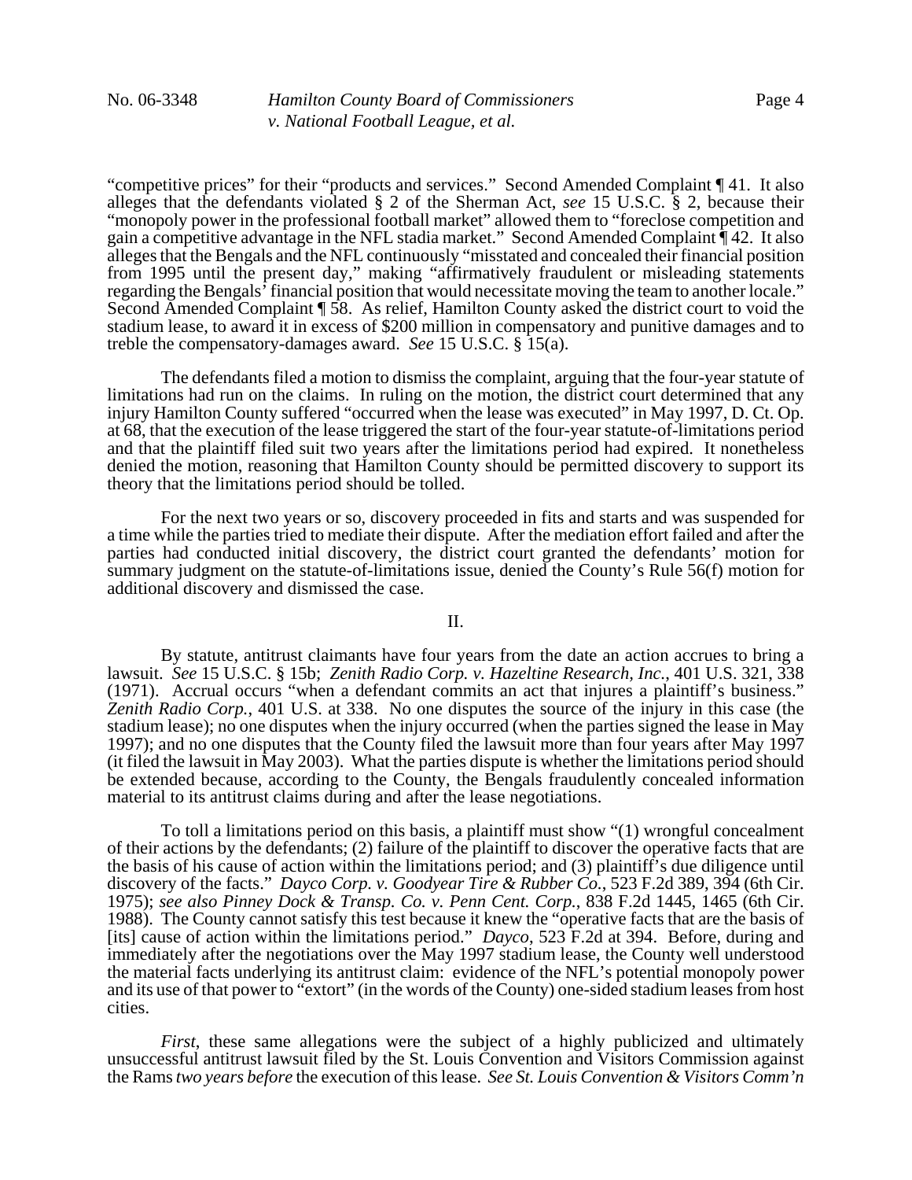"competitive prices" for their "products and services." Second Amended Complaint ¶ 41. It also alleges that the defendants violated § 2 of the Sherman Act, *see* 15 U.S.C. § 2, because their "monopoly power in the professional football market" allowed them to "foreclose competition and gain a competitive advantage in the NFL stadia market." Second Amended Complaint ¶ 42. It also alleges that the Bengals and the NFL continuously "misstated and concealed their financial position from 1995 until the present day," making "affirmatively fraudulent or misleading statements regarding the Bengals' financial position that would necessitate moving the team to another locale." Second Amended Complaint ¶ 58. As relief, Hamilton County asked the district court to void the stadium lease, to award it in excess of $200 million in compensatory and punitive damages and to treble the compensatory-damages award. *See* 15 U.S.C. § 15(a).

The defendants filed a motion to dismiss the complaint, arguing that the four-year statute of limitations had run on the claims. In ruling on the motion, the district court determined that any injury Hamilton County suffered "occurred when the lease was executed" in May 1997, D. Ct. Op. at 68, that the execution of the lease triggered the start of the four-year statute-of-limitations period and that the plaintiff filed suit two years after the limitations period had expired. It nonetheless denied the motion, reasoning that Hamilton County should be permitted discovery to support its theory that the limitations period should be tolled.

For the next two years or so, discovery proceeded in fits and starts and was suspended for a time while the parties tried to mediate their dispute. After the mediation effort failed and after the parties had conducted initial discovery, the district court granted the defendants' motion for summary judgment on the statute-of-limitations issue, denied the County's Rule 56(f) motion for additional discovery and dismissed the case.

## II.

By statute, antitrust claimants have four years from the date an action accrues to bring a lawsuit. *See* 15 U.S.C. § 15b; *Zenith Radio Corp. v. Hazeltine Research, Inc.*, 401 U.S. 321, 338 (1971). Accrual occurs "when a defendant commits an act that injures a plaintiff's business." *Zenith Radio Corp.*, 401 U.S. at 338. No one disputes the source of the injury in this case (the stadium lease); no one disputes when the injury occurred (when the parties signed the lease in May 1997); and no one disputes that the County filed the lawsuit more than four years after May 1997 (it filed the lawsuit in May 2003). What the parties dispute is whether the limitations period should be extended because, according to the County, the Bengals fraudulently concealed information material to its antitrust claims during and after the lease negotiations.

To toll a limitations period on this basis, a plaintiff must show "(1) wrongful concealment of their actions by the defendants; (2) failure of the plaintiff to discover the operative facts that are the basis of his cause of action within the limitations period; and (3) plaintiff's due diligence until discovery of the facts." *Dayco Corp. v. Goodyear Tire & Rubber Co.*, 523 F.2d 389, 394 (6th Cir. 1975); *see also Pinney Dock & Transp. Co. v. Penn Cent. Corp.*, 838 F.2d 1445, 1465 (6th Cir. 1988). The County cannot satisfy this test because it knew the "operative facts that are the basis of [its] cause of action within the limitations period." *Dayco*, 523 F.2d at 394. Before, during and immediately after the negotiations over the May 1997 stadium lease, the County well understood the material facts underlying its antitrust claim: evidence of the NFL's potential monopoly power and its use of that power to "extort" (in the words of the County) one-sided stadium leases from host cities.

*First*, these same allegations were the subject of a highly publicized and ultimately unsuccessful antitrust lawsuit filed by the St. Louis Convention and Visitors Commission against the Rams *two years before* the execution of this lease. *See St. Louis Convention & Visitors Comm'n*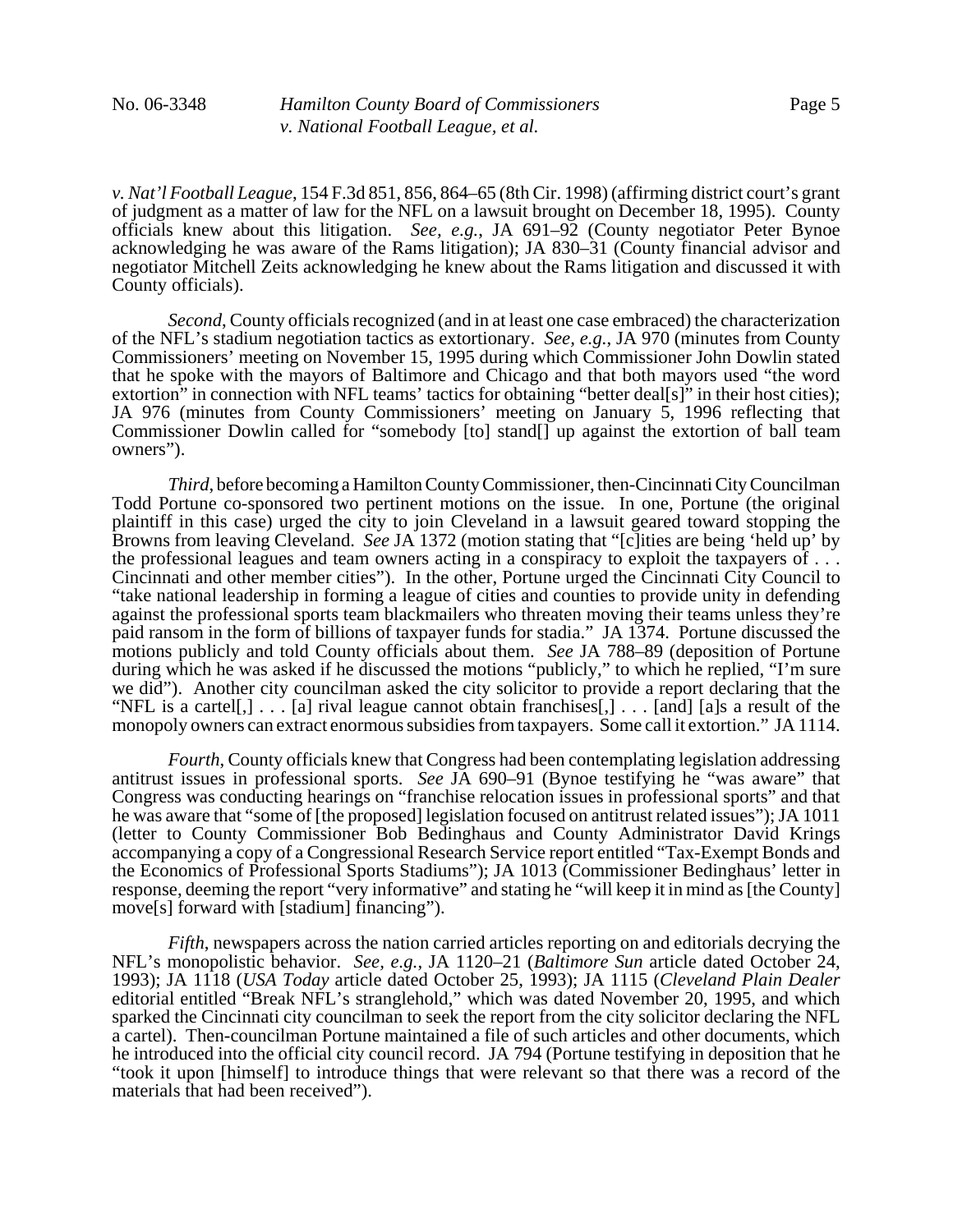*v. Nat'l Football League*, 154 F.3d 851, 856, 864–65 (8th Cir. 1998) (affirming district court's grant of judgment as a matter of law for the NFL on a lawsuit brought on December 18, 1995). County officials knew about this litigation. *See, e.g.*, JA 691–92 (County negotiator Peter Bynoe acknowledging he was aware of the Rams litigation); JA 830–31 (County financial advisor and negotiator Mitchell Zeits acknowledging he knew about the Rams litigation and discussed it with County officials).

*Second*, County officials recognized (and in at least one case embraced) the characterization of the NFL's stadium negotiation tactics as extortionary. *See, e.g.*, JA 970 (minutes from County Commissioners' meeting on November 15, 1995 during which Commissioner John Dowlin stated that he spoke with the mayors of Baltimore and Chicago and that both mayors used "the word extortion" in connection with NFL teams' tactics for obtaining "better deal[s]" in their host cities); JA 976 (minutes from County Commissioners' meeting on January 5, 1996 reflecting that Commissioner Dowlin called for "somebody [to] stand[] up against the extortion of ball team owners").

*Third*, before becoming a Hamilton County Commissioner, then-Cincinnati City Councilman Todd Portune co-sponsored two pertinent motions on the issue. In one, Portune (the original plaintiff in this case) urged the city to join Cleveland in a lawsuit geared toward stopping the Browns from leaving Cleveland. *See* JA 1372 (motion stating that "[c]ities are being 'held up' by the professional leagues and team owners acting in a conspiracy to exploit the taxpayers of . . . Cincinnati and other member cities"). In the other, Portune urged the Cincinnati City Council to "take national leadership in forming a league of cities and counties to provide unity in defending against the professional sports team blackmailers who threaten moving their teams unless they're paid ransom in the form of billions of taxpayer funds for stadia." JA 1374. Portune discussed the motions publicly and told County officials about them. *See* JA 788–89 (deposition of Portune during which he was asked if he discussed the motions "publicly," to which he replied, "I'm sure we did"). Another city councilman asked the city solicitor to provide a report declaring that the "NFL is a cartel[,] . . . [a] rival league cannot obtain franchises[,] . . . [and] [a]s a result of the monopoly owners can extract enormous subsidies from taxpayers. Some call it extortion." JA 1114.

*Fourth*, County officials knew that Congress had been contemplating legislation addressing antitrust issues in professional sports. *See* JA 690–91 (Bynoe testifying he "was aware" that Congress was conducting hearings on "franchise relocation issues in professional sports" and that he was aware that "some of [the proposed] legislation focused on antitrust related issues"); JA 1011 (letter to County Commissioner Bob Bedinghaus and County Administrator David Krings accompanying a copy of a Congressional Research Service report entitled "Tax-Exempt Bonds and the Economics of Professional Sports Stadiums"); JA 1013 (Commissioner Bedinghaus' letter in response, deeming the report "very informative" and stating he "will keep it in mind as [the County] move[s] forward with [stadium] financing").

*Fifth*, newspapers across the nation carried articles reporting on and editorials decrying the NFL's monopolistic behavior. *See, e.g.*, JA 1120–21 (*Baltimore Sun* article dated October 24, 1993); JA 1118 (*USA Today* article dated October 25, 1993); JA 1115 (*Cleveland Plain Dealer* editorial entitled "Break NFL's stranglehold," which was dated November 20, 1995, and which sparked the Cincinnati city councilman to seek the report from the city solicitor declaring the NFL a cartel). Then-councilman Portune maintained a file of such articles and other documents, which he introduced into the official city council record. JA 794 (Portune testifying in deposition that he "took it upon [himself] to introduce things that were relevant so that there was a record of the materials that had been received").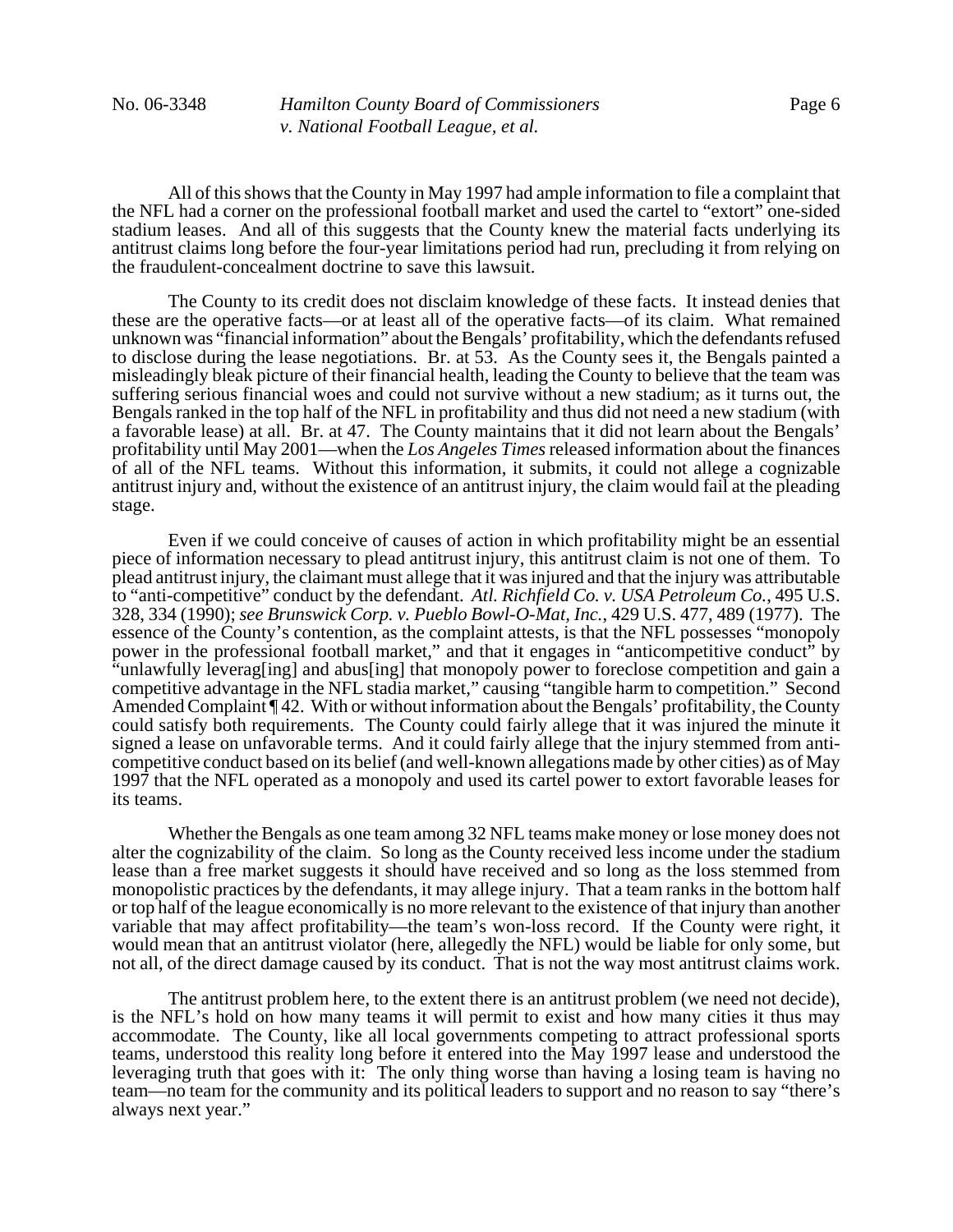All of this shows that the County in May 1997 had ample information to file a complaint that the NFL had a corner on the professional football market and used the cartel to "extort" one-sided stadium leases. And all of this suggests that the County knew the material facts underlying its antitrust claims long before the four-year limitations period had run, precluding it from relying on the fraudulent-concealment doctrine to save this lawsuit.

The County to its credit does not disclaim knowledge of these facts. It instead denies that these are the operative facts—or at least all of the operative facts—of its claim. What remained unknown was "financial information" about the Bengals' profitability, which the defendants refused to disclose during the lease negotiations. Br. at 53. As the County sees it, the Bengals painted a misleadingly bleak picture of their financial health, leading the County to believe that the team was suffering serious financial woes and could not survive without a new stadium; as it turns out, the Bengals ranked in the top half of the NFL in profitability and thus did not need a new stadium (with a favorable lease) at all. Br. at 47. The County maintains that it did not learn about the Bengals' profitability until May 2001—when the *Los Angeles Times* released information about the finances of all of the NFL teams. Without this information, it submits, it could not allege a cognizable antitrust injury and, without the existence of an antitrust injury, the claim would fail at the pleading stage.

Even if we could conceive of causes of action in which profitability might be an essential piece of information necessary to plead antitrust injury, this antitrust claim is not one of them. To plead antitrust injury, the claimant must allege that it was injured and that the injury was attributable to "anti-competitive" conduct by the defendant. *Atl. Richfield Co. v. USA Petroleum Co.*, 495 U.S. 328, 334 (1990); *see Brunswick Corp. v. Pueblo Bowl-O-Mat, Inc.*, 429 U.S. 477, 489 (1977). The essence of the County's contention, as the complaint attests, is that the NFL possesses "monopoly power in the professional football market," and that it engages in "anticompetitive conduct" by "unlawfully leverag[ing] and abus[ing] that monopoly power to foreclose competition and gain a competitive advantage in the NFL stadia market," causing "tangible harm to competition." Second Amended Complaint ¶ 42. With or without information about the Bengals' profitability, the County could satisfy both requirements. The County could fairly allege that it was injured the minute it signed a lease on unfavorable terms. And it could fairly allege that the injury stemmed from anti-competitive conduct based on its belief (and well-known allegations made by other cities) as of May 1997 that the NFL operated as a monopoly and used its cartel power to extort favorable leases for its teams.

Whether the Bengals as one team among 32 NFL teams make money or lose money does not alter the cognizability of the claim. So long as the County received less income under the stadium lease than a free market suggests it should have received and so long as the loss stemmed from monopolistic practices by the defendants, it may allege injury. That a team ranks in the bottom half or top half of the league economically is no more relevant to the existence of that injury than another variable that may affect profitability—the team's won-loss record. If the County were right, it would mean that an antitrust violator (here, allegedly the NFL) would be liable for only some, but not all, of the direct damage caused by its conduct. That is not the way most antitrust claims work.

The antitrust problem here, to the extent there is an antitrust problem (we need not decide), is the NFL's hold on how many teams it will permit to exist and how many cities it thus may accommodate. The County, like all local governments competing to attract professional sports teams, understood this reality long before it entered into the May 1997 lease and understood the leveraging truth that goes with it: The only thing worse than having a losing team is having no team—no team for the community and its political leaders to support and no reason to say "there's always next year."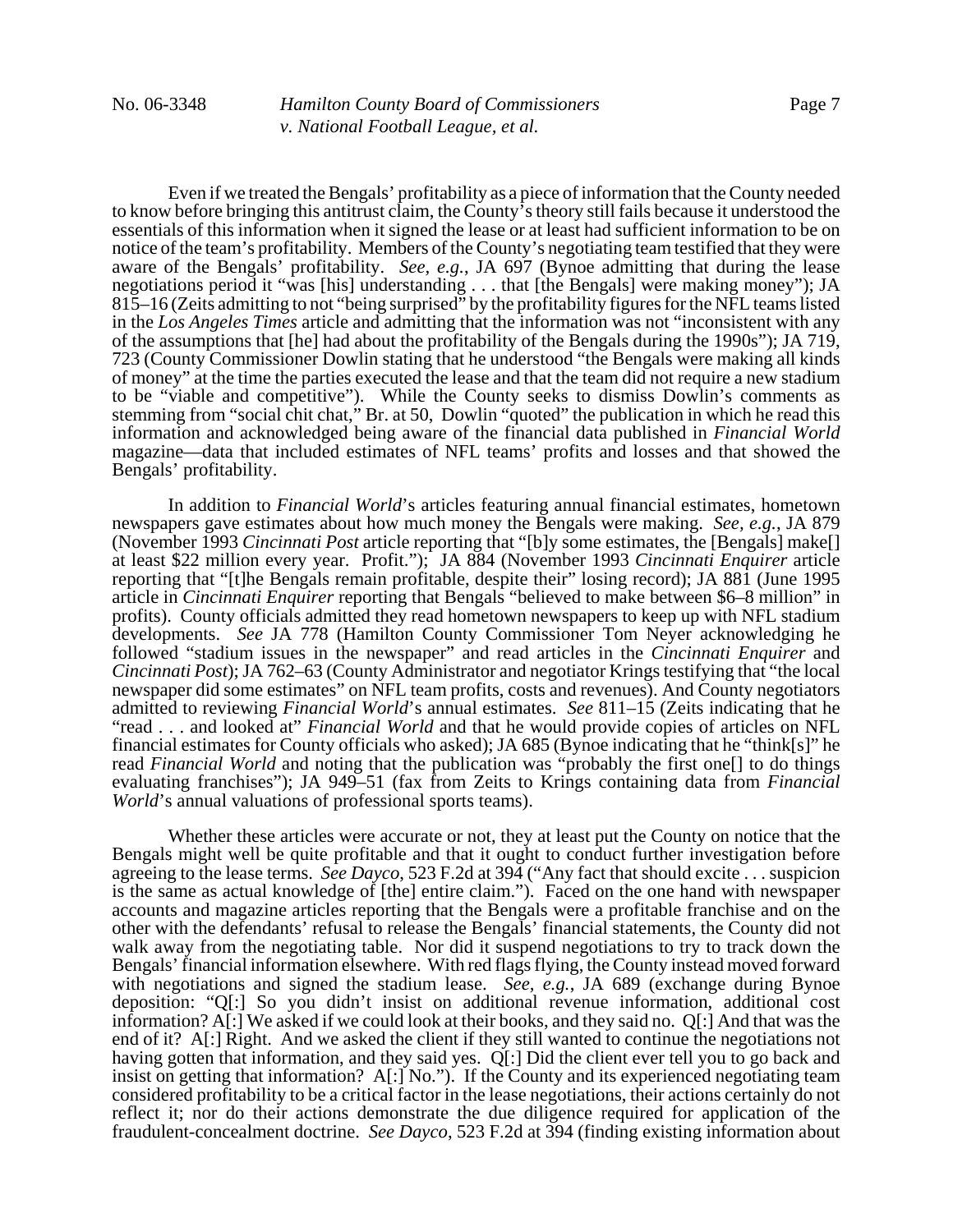Even if we treated the Bengals' profitability as a piece of information that the County needed to know before bringing this antitrust claim, the County's theory still fails because it understood the essentials of this information when it signed the lease or at least had sufficient information to be on notice of the team's profitability. Members of the County's negotiating team testified that they were aware of the Bengals' profitability. *See, e.g.*, JA 697 (Bynoe admitting that during the lease negotiations period it "was [his] understanding . . . that [the Bengals] were making money"); JA 815–16 (Zeits admitting to not "being surprised" by the profitability figures for the NFL teams listed in the *Los Angeles Times* article and admitting that the information was not "inconsistent with any of the assumptions that [he] had about the profitability of the Bengals during the 1990s"); JA 719, 723 (County Commissioner Dowlin stating that he understood "the Bengals were making all kinds of money" at the time the parties executed the lease and that the team did not require a new stadium to be "viable and competitive"). While the County seeks to dismiss Dowlin's comments as stemming from "social chit chat," Br. at 50, Dowlin "quoted" the publication in which he read this information and acknowledged being aware of the financial data published in *Financial World* magazine—data that included estimates of NFL teams' profits and losses and that showed the Bengals' profitability.

In addition to *Financial World*'s articles featuring annual financial estimates, hometown newspapers gave estimates about how much money the Bengals were making. *See, e.g.*, JA 879 (November 1993 *Cincinnati Post* article reporting that "[b]y some estimates, the [Bengals] make[] at least $22 million every year. Profit."); JA 884 (November 1993 *Cincinnati Enquirer* article reporting that "[t]he Bengals remain profitable, despite their" losing record); JA 881 (June 1995 article in *Cincinnati Enquirer* reporting that Bengals "believed to make between $6–8 million" in profits). County officials admitted they read hometown newspapers to keep up with NFL stadium developments. *See* JA 778 (Hamilton County Commissioner Tom Neyer acknowledging he followed "stadium issues in the newspaper" and read articles in the *Cincinnati Enquirer* and *Cincinnati Post*); JA 762–63 (County Administrator and negotiator Krings testifying that "the local newspaper did some estimates" on NFL team profits, costs and revenues). And County negotiators admitted to reviewing *Financial World*'s annual estimates. *See* 811–15 (Zeits indicating that he "read . . . and looked at" *Financial World* and that he would provide copies of articles on NFL financial estimates for County officials who asked); JA 685 (Bynoe indicating that he "think[s]" he read *Financial World* and noting that the publication was "probably the first one[] to do things evaluating franchises"); JA 949–51 (fax from Zeits to Krings containing data from *Financial World*'s annual valuations of professional sports teams).

Whether these articles were accurate or not, they at least put the County on notice that the Bengals might well be quite profitable and that it ought to conduct further investigation before agreeing to the lease terms. *See Dayco*, 523 F.2d at 394 ("Any fact that should excite . . . suspicion is the same as actual knowledge of [the] entire claim."). Faced on the one hand with newspaper accounts and magazine articles reporting that the Bengals were a profitable franchise and on the other with the defendants' refusal to release the Bengals' financial statements, the County did not walk away from the negotiating table. Nor did it suspend negotiations to try to track down the Bengals' financial information elsewhere. With red flags flying, the County instead moved forward with negotiations and signed the stadium lease. *See, e.g.*, JA 689 (exchange during Bynoe deposition: "Q[:] So you didn't insist on additional revenue information, additional cost information? A[:] We asked if we could look at their books, and they said no. Q[:] And that was the end of it? A[:] Right. And we asked the client if they still wanted to continue the negotiations not having gotten that information, and they said yes. Q[:] Did the client ever tell you to go back and insist on getting that information? A[:] No."). If the County and its experienced negotiating team considered profitability to be a critical factor in the lease negotiations, their actions certainly do not reflect it; nor do their actions demonstrate the due diligence required for application of the fraudulent-concealment doctrine. *See Dayco*, 523 F.2d at 394 (finding existing information about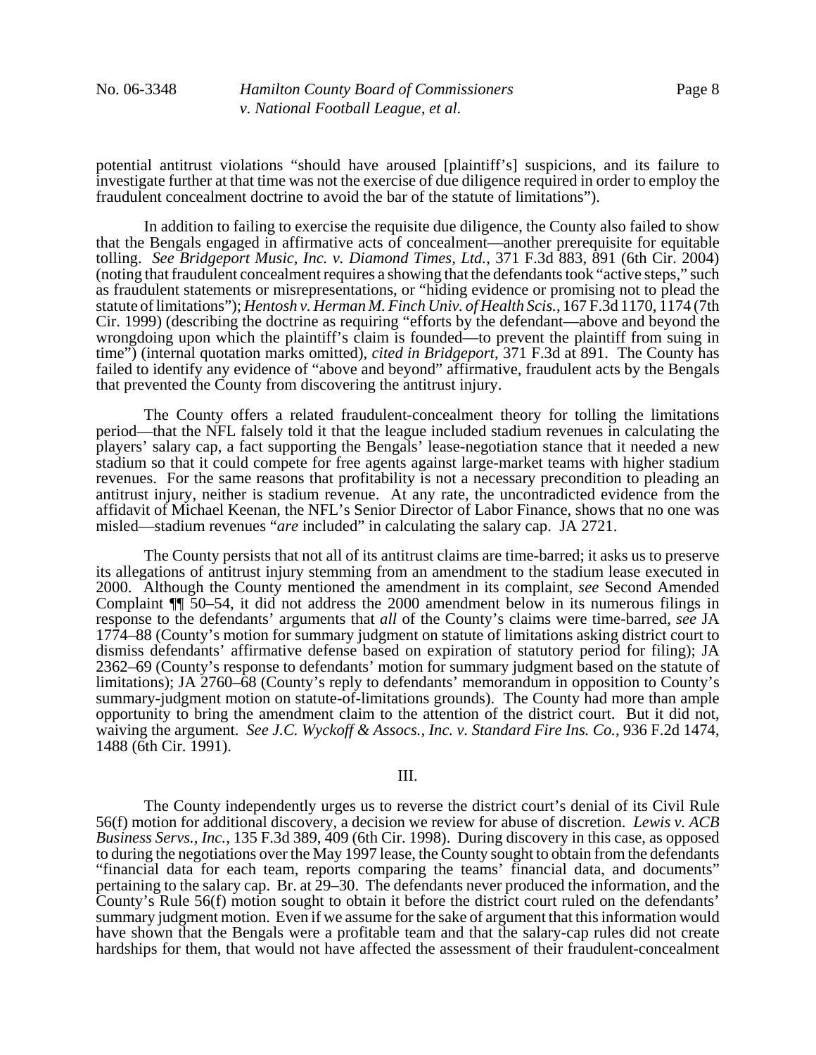potential antitrust violations "should have aroused [plaintiff's] suspicions, and its failure to investigate further at that time was not the exercise of due diligence required in order to employ the fraudulent concealment doctrine to avoid the bar of the statute of limitations").

In addition to failing to exercise the requisite due diligence, the County also failed to show that the Bengals engaged in affirmative acts of concealment—another prerequisite for equitable tolling. *See Bridgeport Music, Inc. v. Diamond Times, Ltd.*, 371 F.3d 883, 891 (6th Cir. 2004) (noting that fraudulent concealment requires a showing that the defendants took "active steps," such as fraudulent statements or misrepresentations, or "hiding evidence or promising not to plead the statute of limitations"); *Hentosh v. Herman M. Finch Univ. of Health Scis.*, 167 F.3d 1170, 1174 (7th Cir. 1999) (describing the doctrine as requiring "efforts by the defendant—above and beyond the wrongdoing upon which the plaintiff's claim is founded—to prevent the plaintiff from suing in time") (internal quotation marks omitted), *cited in Bridgeport*, 371 F.3d at 891. The County has failed to identify any evidence of "above and beyond" affirmative, fraudulent acts by the Bengals that prevented the County from discovering the antitrust injury.

The County offers a related fraudulent-concealment theory for tolling the limitations period—that the NFL falsely told it that the league included stadium revenues in calculating the players' salary cap, a fact supporting the Bengals' lease-negotiation stance that it needed a new stadium so that it could compete for free agents against large-market teams with higher stadium revenues. For the same reasons that profitability is not a necessary precondition to pleading an antitrust injury, neither is stadium revenue. At any rate, the uncontradicted evidence from the affidavit of Michael Keenan, the NFL's Senior Director of Labor Finance, shows that no one was misled—stadium revenues "*are* included" in calculating the salary cap. JA 2721.

The County persists that not all of its antitrust claims are time-barred; it asks us to preserve its allegations of antitrust injury stemming from an amendment to the stadium lease executed in 2000. Although the County mentioned the amendment in its complaint, *see* Second Amended Complaint ¶¶ 50–54, it did not address the 2000 amendment below in its numerous filings in response to the defendants' arguments that *all* of the County's claims were time-barred, *see* JA 1774–88 (County's motion for summary judgment on statute of limitations asking district court to dismiss defendants' affirmative defense based on expiration of statutory period for filing); JA 2362–69 (County's response to defendants' motion for summary judgment based on the statute of limitations); JA 2760–68 (County's reply to defendants' memorandum in opposition to County's summary-judgment motion on statute-of-limitations grounds). The County had more than ample opportunity to bring the amendment claim to the attention of the district court. But it did not, waiving the argument. *See J.C. Wyckoff & Assocs., Inc. v. Standard Fire Ins. Co.*, 936 F.2d 1474, 1488 (6th Cir. 1991).

III.

The County independently urges us to reverse the district court's denial of its Civil Rule 56(f) motion for additional discovery, a decision we review for abuse of discretion. *Lewis v. ACB Business Servs., Inc.*, 135 F.3d 389, 409 (6th Cir. 1998). During discovery in this case, as opposed to during the negotiations over the May 1997 lease, the County sought to obtain from the defendants "financial data for each team, reports comparing the teams' financial data, and documents" pertaining to the salary cap. Br. at 29–30. The defendants never produced the information, and the County's Rule 56(f) motion sought to obtain it before the district court ruled on the defendants' summary judgment motion. Even if we assume for the sake of argument that this information would have shown that the Bengals were a profitable team and that the salary-cap rules did not create hardships for them, that would not have affected the assessment of their fraudulent-concealment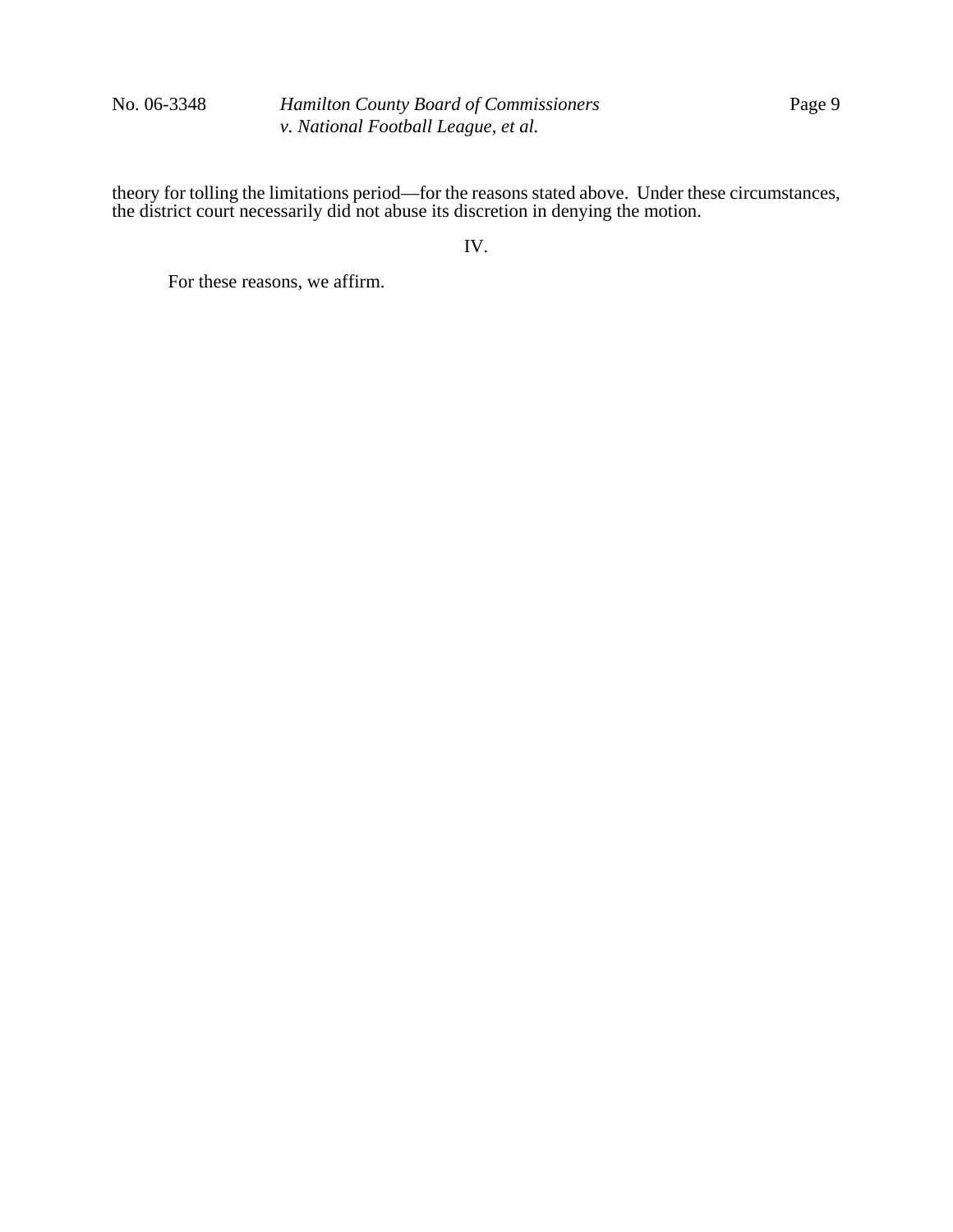theory for tolling the limitations period—for the reasons stated above. Under these circumstances, the district court necessarily did not abuse its discretion in denying the motion.

IV.

For these reasons, we affirm.